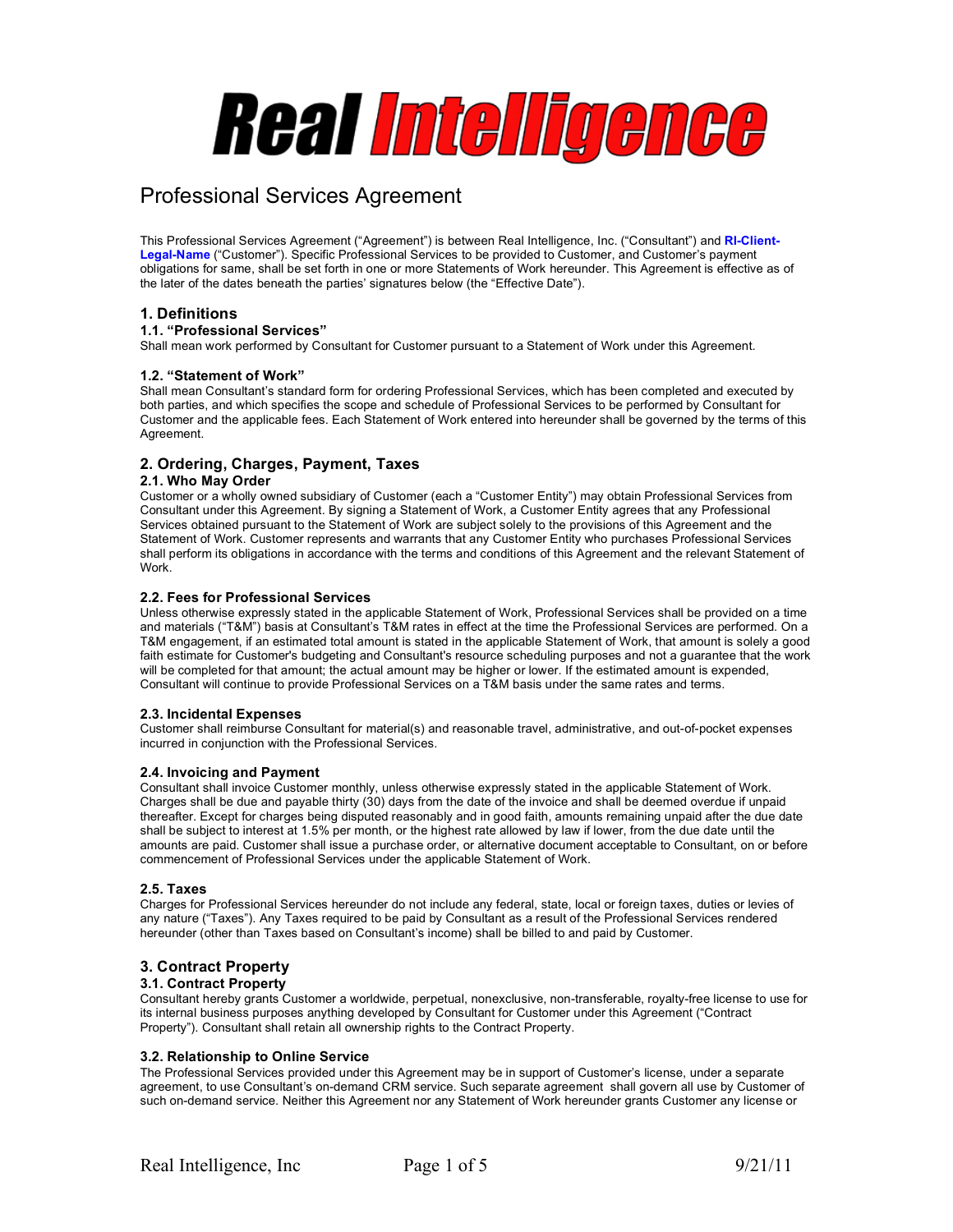# Real Intelligence

## Professional Services Agreement

This Professional Services Agreement ("Agreement") is between Real Intelligence, Inc. ("Consultant") and **RI-Client-Legal-Name** ("Customer"). Specific Professional Services to be provided to Customer, and Customer's payment obligations for same, shall be set forth in one or more Statements of Work hereunder. This Agreement is effective as of the later of the dates beneath the parties' signatures below (the "Effective Date").

### 1. Definitions

#### 1.1. "Professional Services"

Shall mean work performed by Consultant for Customer pursuant to a Statement of Work under this Agreement.

#### 1.2. "Statement of Work"

Shall mean Consultant's standard form for ordering Professional Services, which has been completed and executed by both parties, and which specifies the scope and schedule of Professional Services to be performed by Consultant for Customer and the applicable fees. Each Statement of Work entered into hereunder shall be governed by the terms of this Agreement.

### 2. Ordering, Charges, Payment, Taxes

#### 2.1. Who May Order

Customer or a wholly owned subsidiary of Customer (each a "Customer Entity") may obtain Professional Services from Consultant under this Agreement. By signing a Statement of Work, a Customer Entity agrees that any Professional Services obtained pursuant to the Statement of Work are subject solely to the provisions of this Agreement and the Statement of Work. Customer represents and warrants that any Customer Entity who purchases Professional Services shall perform its obligations in accordance with the terms and conditions of this Agreement and the relevant Statement of Work.

#### 2.2. Fees for Professional Services

Unless otherwise expressly stated in the applicable Statement of Work, Professional Services shall be provided on a time and materials ("T&M") basis at Consultant's T&M rates in effect at the time the Professional Services are performed. On a T&M engagement, if an estimated total amount is stated in the applicable Statement of Work, that amount is solely a good faith estimate for Customer's budgeting and Consultant's resource scheduling purposes and not a guarantee that the work will be completed for that amount; the actual amount may be higher or lower. If the estimated amount is expended, Consultant will continue to provide Professional Services on a T&M basis under the same rates and terms.

#### 2.3. Incidental Expenses

Customer shall reimburse Consultant for material(s) and reasonable travel, administrative, and out-of-pocket expenses incurred in conjunction with the Professional Services.

#### 2.4. Invoicing and Payment

Consultant shall invoice Customer monthly, unless otherwise expressly stated in the applicable Statement of Work. Charges shall be due and payable thirty (30) days from the date of the invoice and shall be deemed overdue if unpaid thereafter. Except for charges being disputed reasonably and in good faith, amounts remaining unpaid after the due date shall be subject to interest at 1.5% per month, or the highest rate allowed by law if lower, from the due date until the amounts are paid. Customer shall issue a purchase order, or alternative document acceptable to Consultant, on or before commencement of Professional Services under the applicable Statement of Work.

#### 2.5. Taxes

Charges for Professional Services hereunder do not include any federal, state, local or foreign taxes, duties or levies of any nature ("Taxes"). Any Taxes required to be paid by Consultant as a result of the Professional Services rendered hereunder (other than Taxes based on Consultant's income) shall be billed to and paid by Customer.

### 3. Contract Property

#### 3.1. Contract Property

Consultant hereby grants Customer a worldwide, perpetual, nonexclusive, non-transferable, royalty-free license to use for its internal business purposes anything developed by Consultant for Customer under this Agreement ("Contract Property"). Consultant shall retain all ownership rights to the Contract Property.

#### 3.2. Relationship to Online Service

The Professional Services provided under this Agreement may be in support of Customer's license, under a separate agreement, to use Consultant's on-demand CRM service. Such separate agreement shall govern all use by Customer of such on-demand service. Neither this Agreement nor any Statement of Work hereunder grants Customer any license or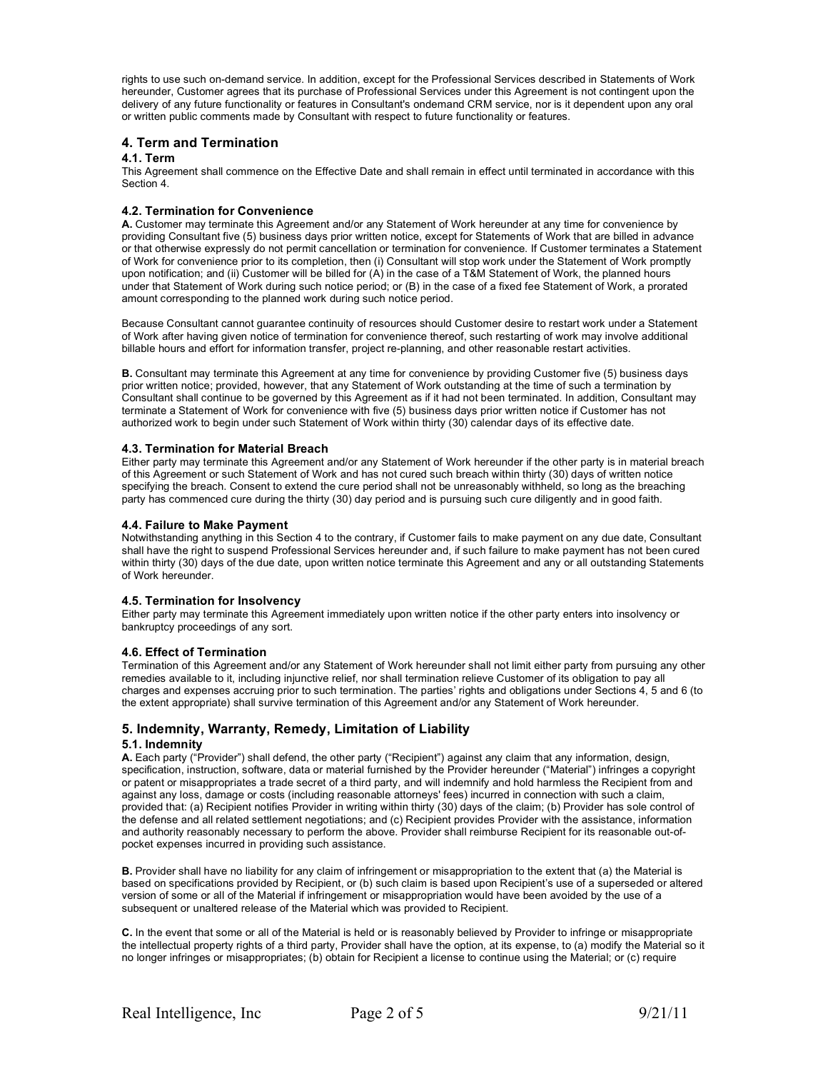rights to use such on-demand service. In addition, except for the Professional Services described in Statements of Work hereunder, Customer agrees that its purchase of Professional Services under this Agreement is not contingent upon the delivery of any future functionality or features in Consultant's ondemand CRM service, nor is it dependent upon any oral or written public comments made by Consultant with respect to future functionality or features.

## 4. Term and Termination

### 4.1. Term

This Agreement shall commence on the Effective Date and shall remain in effect until terminated in accordance with this Section 4.

### 4.2. Termination for Convenience

**A.** Customer may terminate this Agreement and/or any Statement of Work hereunder at any time for convenience by providing Consultant five (5) business days prior written notice, except for Statements of Work that are billed in advance or that otherwise expressly do not permit cancellation or termination for convenience. If Customer terminates a Statement of Work for convenience prior to its completion, then (i) Consultant will stop work under the Statement of Work promptly upon notification; and (ii) Customer will be billed for (A) in the case of a T&M Statement of Work, the planned hours under that Statement of Work during such notice period; or (B) in the case of a fixed fee Statement of Work, a prorated amount corresponding to the planned work during such notice period.

Because Consultant cannot guarantee continuity of resources should Customer desire to restart work under a Statement of Work after having given notice of termination for convenience thereof, such restarting of work may involve additional billable hours and effort for information transfer, project re-planning, and other reasonable restart activities.

**B.** Consultant may terminate this Agreement at any time for convenience by providing Customer five (5) business days prior written notice; provided, however, that any Statement of Work outstanding at the time of such a termination by Consultant shall continue to be governed by this Agreement as if it had not been terminated. In addition, Consultant may terminate a Statement of Work for convenience with five (5) business days prior written notice if Customer has not authorized work to begin under such Statement of Work within thirty (30) calendar days of its effective date.

### 4.3. Termination for Material Breach

Either party may terminate this Agreement and/or any Statement of Work hereunder if the other party is in material breach of this Agreement or such Statement of Work and has not cured such breach within thirty (30) days of written notice specifying the breach. Consent to extend the cure period shall not be unreasonably withheld, so long as the breaching party has commenced cure during the thirty (30) day period and is pursuing such cure diligently and in good faith.

### 4.4. Failure to Make Payment

Notwithstanding anything in this Section 4 to the contrary, if Customer fails to make payment on any due date, Consultant shall have the right to suspend Professional Services hereunder and, if such failure to make payment has not been cured within thirty (30) days of the due date, upon written notice terminate this Agreement and any or all outstanding Statements of Work hereunder.

### 4.5. Termination for Insolvency

Either party may terminate this Agreement immediately upon written notice if the other party enters into insolvency or bankruptcy proceedings of any sort.

### 4.6. Effect of Termination

Termination of this Agreement and/or any Statement of Work hereunder shall not limit either party from pursuing any other remedies available to it, including injunctive relief, nor shall termination relieve Customer of its obligation to pay all charges and expenses accruing prior to such termination. The parties' rights and obligations under Sections 4, 5 and 6 (to the extent appropriate) shall survive termination of this Agreement and/or any Statement of Work hereunder.

## 5. Indemnity, Warranty, Remedy, Limitation of Liability

### 5.1. Indemnity

**A.** Each party ("Provider") shall defend, the other party ("Recipient") against any claim that any information, design, specification, instruction, software, data or material furnished by the Provider hereunder ("Material") infringes a copyright or patent or misappropriates a trade secret of a third party, and will indemnify and hold harmless the Recipient from and against any loss, damage or costs (including reasonable attorneys' fees) incurred in connection with such a claim, provided that: (a) Recipient notifies Provider in writing within thirty (30) days of the claim; (b) Provider has sole control of the defense and all related settlement negotiations; and (c) Recipient provides Provider with the assistance, information and authority reasonably necessary to perform the above. Provider shall reimburse Recipient for its reasonable out-of-pocket expenses incurred in providing such assistance.

**B.** Provider shall have no liability for any claim of infringement or misappropriation to the extent that (a) the Material is based on specifications provided by Recipient, or (b) such claim is based upon Recipient's use of a superseded or altered version of some or all of the Material if infringement or misappropriation would have been avoided by the use of a subsequent or unaltered release of the Material which was provided to Recipient.

**C.** In the event that some or all of the Material is held or is reasonably believed by Provider to infringe or misappropriate the intellectual property rights of a third party, Provider shall have the option, at its expense, to (a) modify the Material so it no longer infringes or misappropriates; (b) obtain for Recipient a license to continue using the Material; or (c) require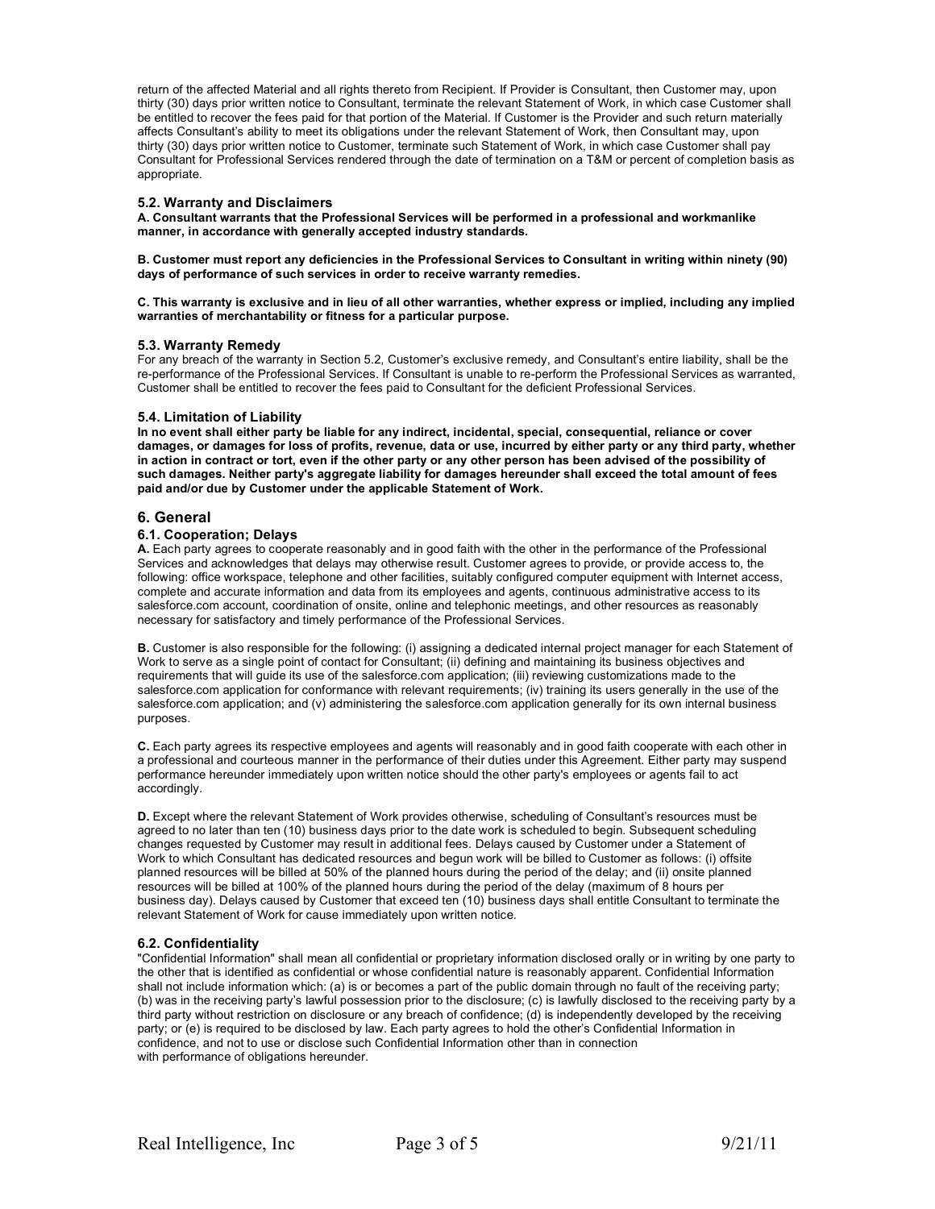return of the affected Material and all rights thereto from Recipient. If Provider is Consultant, then Customer may, upon thirty (30) days prior written notice to Consultant, terminate the relevant Statement of Work, in which case Customer shall be entitled to recover the fees paid for that portion of the Material. If Customer is the Provider and such return materially affects Consultant's ability to meet its obligations under the relevant Statement of Work, then Consultant may, upon thirty (30) days prior written notice to Customer, terminate such Statement of Work, in which case Customer shall pay Consultant for Professional Services rendered through the date of termination on a T&M or percent of completion basis as appropriate.

### 5.2. Warranty and Disclaimers

**A. Consultant warrants that the Professional Services will be performed in a professional and workmanlike manner, in accordance with generally accepted industry standards.**

**B. Customer must report any deficiencies in the Professional Services to Consultant in writing within ninety (90) days of performance of such services in order to receive warranty remedies.**

**C. This warranty is exclusive and in lieu of all other warranties, whether express or implied, including any implied warranties of merchantability or fitness for a particular purpose.**

### 5.3. Warranty Remedy

For any breach of the warranty in Section 5.2, Customer's exclusive remedy, and Consultant's entire liability, shall be the re-performance of the Professional Services. If Consultant is unable to re-perform the Professional Services as warranted, Customer shall be entitled to recover the fees paid to Consultant for the deficient Professional Services.

### 5.4. Limitation of Liability

**In no event shall either party be liable for any indirect, incidental, special, consequential, reliance or cover damages, or damages for loss of profits, revenue, data or use, incurred by either party or any third party, whether in action in contract or tort, even if the other party or any other person has been advised of the possibility of such damages. Neither party's aggregate liability for damages hereunder shall exceed the total amount of fees paid and/or due by Customer under the applicable Statement of Work.**

## 6. General

### 6.1. Cooperation; Delays

**A.** Each party agrees to cooperate reasonably and in good faith with the other in the performance of the Professional Services and acknowledges that delays may otherwise result. Customer agrees to provide, or provide access to, the following: office workspace, telephone and other facilities, suitably configured computer equipment with Internet access, complete and accurate information and data from its employees and agents, continuous administrative access to its salesforce.com account, coordination of onsite, online and telephonic meetings, and other resources as reasonably necessary for satisfactory and timely performance of the Professional Services.

**B.** Customer is also responsible for the following: (i) assigning a dedicated internal project manager for each Statement of Work to serve as a single point of contact for Consultant; (ii) defining and maintaining its business objectives and requirements that will guide its use of the salesforce.com application; (iii) reviewing customizations made to the salesforce.com application for conformance with relevant requirements; (iv) training its users generally in the use of the salesforce.com application; and (v) administering the salesforce.com application generally for its own internal business purposes.

**C.** Each party agrees its respective employees and agents will reasonably and in good faith cooperate with each other in a professional and courteous manner in the performance of their duties under this Agreement. Either party may suspend performance hereunder immediately upon written notice should the other party's employees or agents fail to act accordingly.

**D.** Except where the relevant Statement of Work provides otherwise, scheduling of Consultant's resources must be agreed to no later than ten (10) business days prior to the date work is scheduled to begin. Subsequent scheduling changes requested by Customer may result in additional fees. Delays caused by Customer under a Statement of Work to which Consultant has dedicated resources and begun work will be billed to Customer as follows: (i) offsite planned resources will be billed at 50% of the planned hours during the period of the delay; and (ii) onsite planned resources will be billed at 100% of the planned hours during the period of the delay (maximum of 8 hours per business day). Delays caused by Customer that exceed ten (10) business days shall entitle Consultant to terminate the relevant Statement of Work for cause immediately upon written notice.

### 6.2. Confidentiality

"Confidential Information" shall mean all confidential or proprietary information disclosed orally or in writing by one party to the other that is identified as confidential or whose confidential nature is reasonably apparent. Confidential Information shall not include information which: (a) is or becomes a part of the public domain through no fault of the receiving party; (b) was in the receiving party's lawful possession prior to the disclosure; (c) is lawfully disclosed to the receiving party by a third party without restriction on disclosure or any breach of confidence; (d) is independently developed by the receiving party; or (e) is required to be disclosed by law. Each party agrees to hold the other's Confidential Information in confidence, and not to use or disclose such Confidential Information other than in connection with performance of obligations hereunder.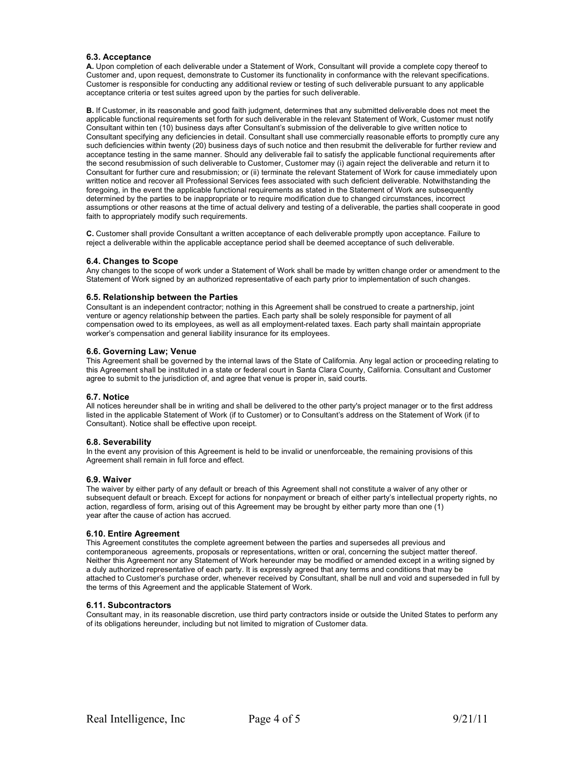### 6.3. Acceptance

**A.** Upon completion of each deliverable under a Statement of Work, Consultant will provide a complete copy thereof to Customer and, upon request, demonstrate to Customer its functionality in conformance with the relevant specifications. Customer is responsible for conducting any additional review or testing of such deliverable pursuant to any applicable acceptance criteria or test suites agreed upon by the parties for such deliverable.

**B.** If Customer, in its reasonable and good faith judgment, determines that any submitted deliverable does not meet the applicable functional requirements set forth for such deliverable in the relevant Statement of Work, Customer must notify Consultant within ten (10) business days after Consultant's submission of the deliverable to give written notice to Consultant specifying any deficiencies in detail. Consultant shall use commercially reasonable efforts to promptly cure any such deficiencies within twenty (20) business days of such notice and then resubmit the deliverable for further review and acceptance testing in the same manner. Should any deliverable fail to satisfy the applicable functional requirements after the second resubmission of such deliverable to Customer, Customer may (i) again reject the deliverable and return it to Consultant for further cure and resubmission; or (ii) terminate the relevant Statement of Work for cause immediately upon written notice and recover all Professional Services fees associated with such deficient deliverable. Notwithstanding the foregoing, in the event the applicable functional requirements as stated in the Statement of Work are subsequently determined by the parties to be inappropriate or to require modification due to changed circumstances, incorrect assumptions or other reasons at the time of actual delivery and testing of a deliverable, the parties shall cooperate in good faith to appropriately modify such requirements.

**C.** Customer shall provide Consultant a written acceptance of each deliverable promptly upon acceptance. Failure to reject a deliverable within the applicable acceptance period shall be deemed acceptance of such deliverable.

### 6.4. Changes to Scope

Any changes to the scope of work under a Statement of Work shall be made by written change order or amendment to the Statement of Work signed by an authorized representative of each party prior to implementation of such changes.

### 6.5. Relationship between the Parties

Consultant is an independent contractor; nothing in this Agreement shall be construed to create a partnership, joint venture or agency relationship between the parties. Each party shall be solely responsible for payment of all compensation owed to its employees, as well as all employment-related taxes. Each party shall maintain appropriate worker's compensation and general liability insurance for its employees.

### 6.6. Governing Law; Venue

This Agreement shall be governed by the internal laws of the State of California. Any legal action or proceeding relating to this Agreement shall be instituted in a state or federal court in Santa Clara County, California. Consultant and Customer agree to submit to the jurisdiction of, and agree that venue is proper in, said courts.

### 6.7. Notice

All notices hereunder shall be in writing and shall be delivered to the other party's project manager or to the first address listed in the applicable Statement of Work (if to Customer) or to Consultant's address on the Statement of Work (if to Consultant). Notice shall be effective upon receipt.

### 6.8. Severability

In the event any provision of this Agreement is held to be invalid or unenforceable, the remaining provisions of this Agreement shall remain in full force and effect.

### 6.9. Waiver

The waiver by either party of any default or breach of this Agreement shall not constitute a waiver of any other or subsequent default or breach. Except for actions for nonpayment or breach of either party's intellectual property rights, no action, regardless of form, arising out of this Agreement may be brought by either party more than one (1) year after the cause of action has accrued.

### 6.10. Entire Agreement

This Agreement constitutes the complete agreement between the parties and supersedes all previous and contemporaneous agreements, proposals or representations, written or oral, concerning the subject matter thereof. Neither this Agreement nor any Statement of Work hereunder may be modified or amended except in a writing signed by a duly authorized representative of each party. It is expressly agreed that any terms and conditions that may be attached to Customer's purchase order, whenever received by Consultant, shall be null and void and superseded in full by the terms of this Agreement and the applicable Statement of Work.

### 6.11. Subcontractors

Consultant may, in its reasonable discretion, use third party contractors inside or outside the United States to perform any of its obligations hereunder, including but not limited to migration of Customer data.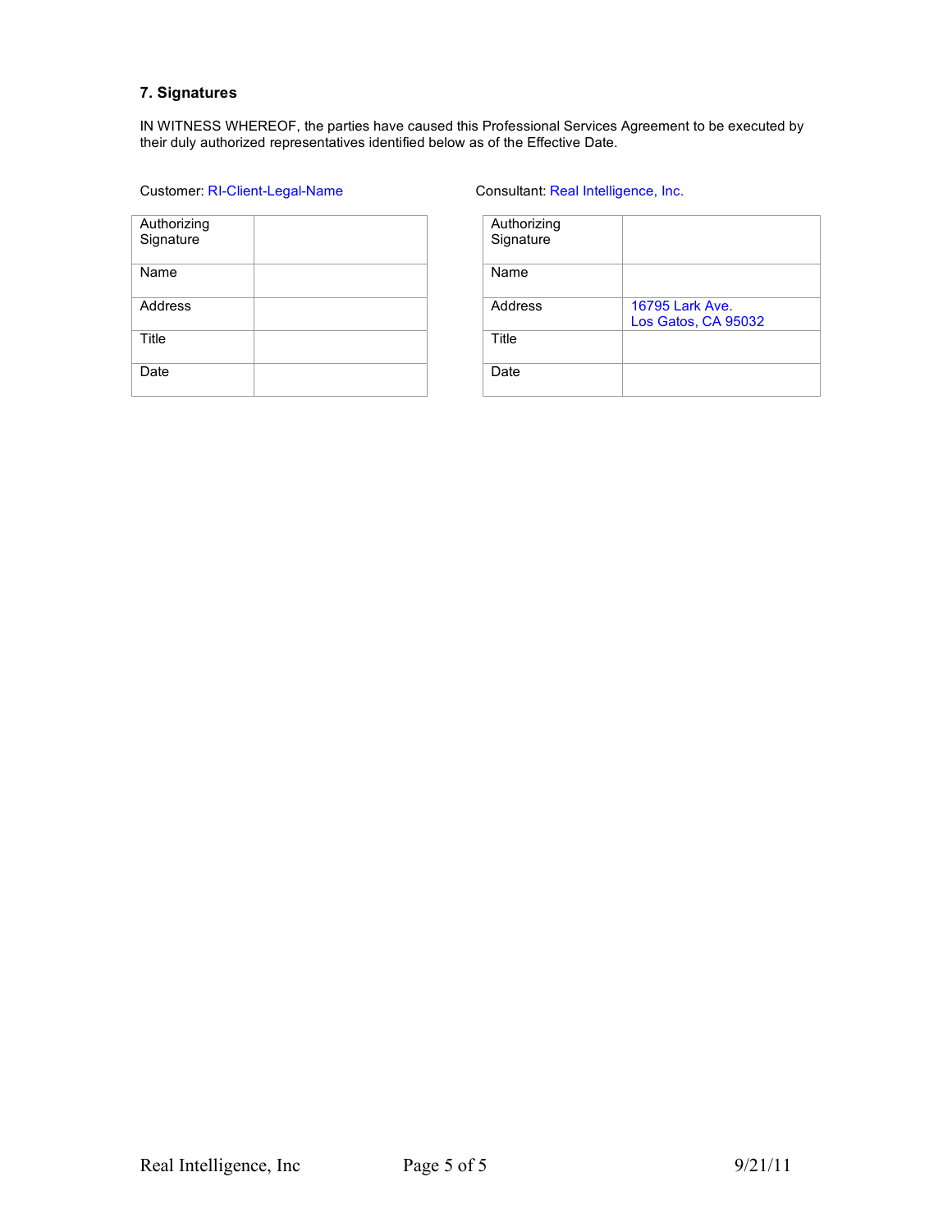### 7. Signatures

IN WITNESS WHEREOF, the parties have caused this Professional Services Agreement to be executed by their duly authorized representatives identified below as of the Effective Date.

Customer: RI-Client-Legal-Name

| | |
|---|---|
| Authorizing Signature | |
| Name | |
| Address | |
| Title | |
| Date | |

Consultant: Real Intelligence, Inc.

| | |
|---|---|
| Authorizing Signature | |
| Name | |
| Address | 16795 Lark Ave.<br>Los Gatos, CA 95032 |
| Title | |
| Date | |